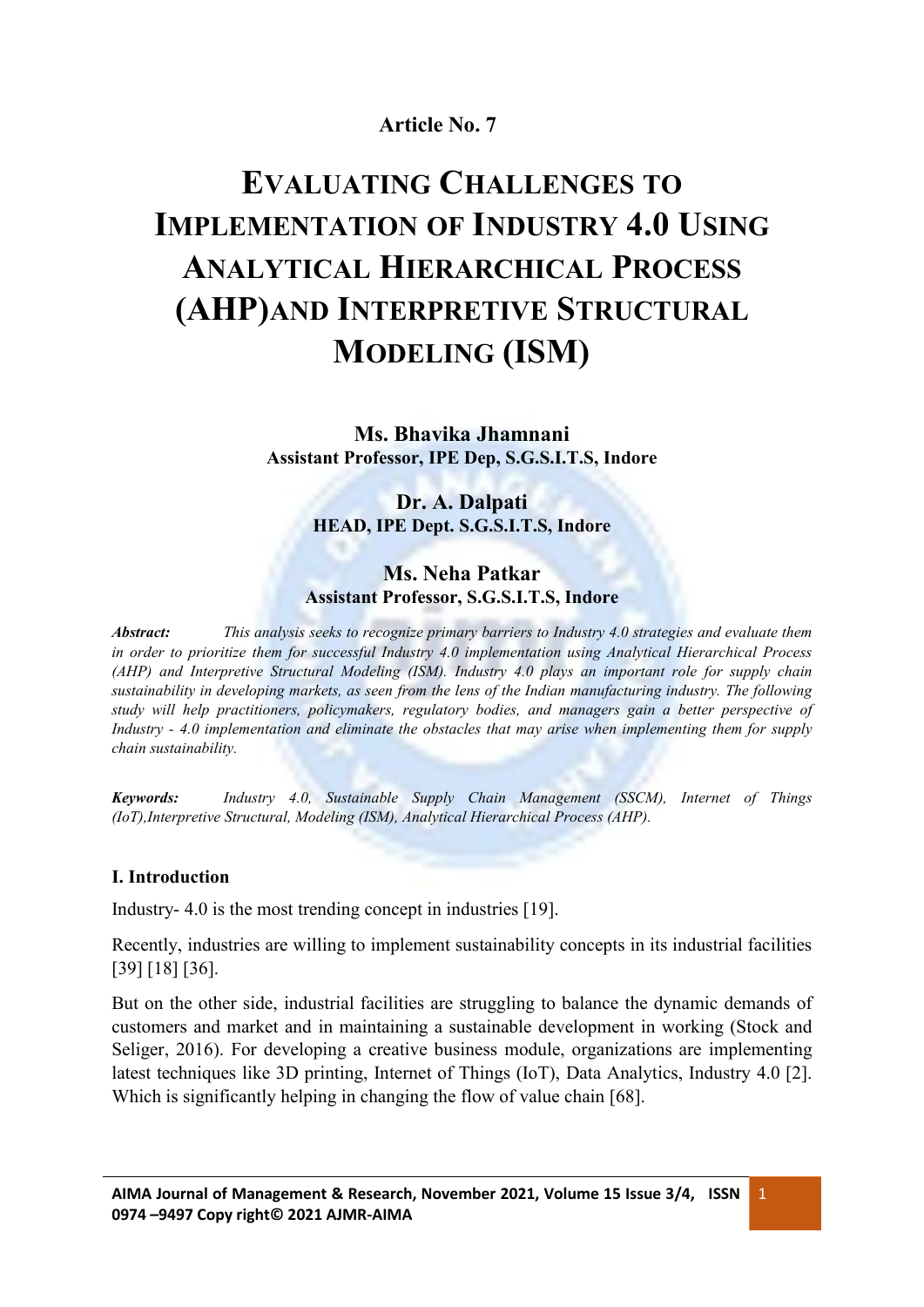**Article No. 7**

# EVALUATING CHALLENGES TO IMPLEMENTATION OF INDUSTRY 4.0 USING ANALYTICAL HIERARCHICAL PROCESS (AHP)AND INTERPRETIVE STRUCTURAL MODELING (ISM)

**Ms. Bhavika Jhamnani**
**Assistant Professor, IPE Dep, S.G.S.I.T.S, Indore**

**Dr. A. Dalpati**
**HEAD, IPE Dept. S.G.S.I.T.S, Indore**

**Ms. Neha Patkar**
**Assistant Professor, S.G.S.I.T.S, Indore**

***Abstract:*** *This analysis seeks to recognize primary barriers to Industry 4.0 strategies and evaluate them in order to prioritize them for successful Industry 4.0 implementation using Analytical Hierarchical Process (AHP) and Interpretive Structural Modeling (ISM). Industry 4.0 plays an important role for supply chain sustainability in developing markets, as seen from the lens of the Indian manufacturing industry. The following study will help practitioners, policymakers, regulatory bodies, and managers gain a better perspective of Industry - 4.0 implementation and eliminate the obstacles that may arise when implementing them for supply chain sustainability.*

***Keywords:*** *Industry 4.0, Sustainable Supply Chain Management (SSCM), Internet of Things (IoT),Interpretive Structural, Modeling (ISM), Analytical Hierarchical Process (AHP).*

## I. Introduction

Industry- 4.0 is the most trending concept in industries [19].

Recently, industries are willing to implement sustainability concepts in its industrial facilities [39] [18] [36].

But on the other side, industrial facilities are struggling to balance the dynamic demands of customers and market and in maintaining a sustainable development in working (Stock and Seliger, 2016). For developing a creative business module, organizations are implementing latest techniques like 3D printing, Internet of Things (IoT), Data Analytics, Industry 4.0 [2]. Which is significantly helping in changing the flow of value chain [68].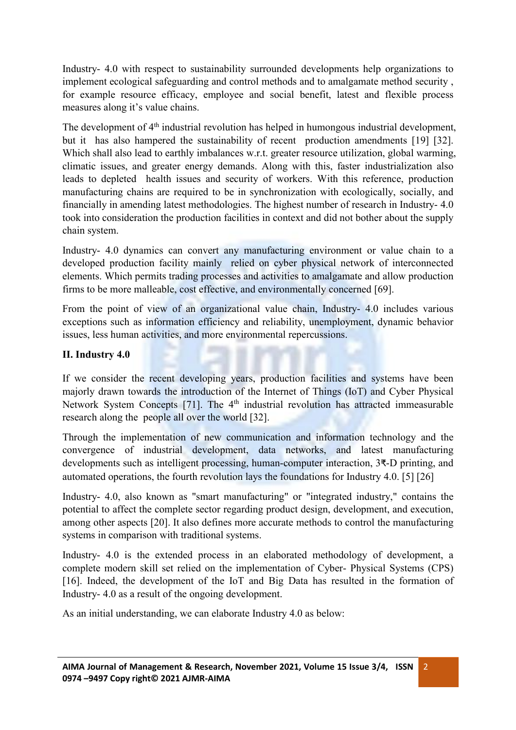Industry- 4.0 with respect to sustainability surrounded developments help organizations to implement ecological safeguarding and control methods and to amalgamate method security , for example resource efficacy, employee and social benefit, latest and flexible process measures along it's value chains.

The development of 4th industrial revolution has helped in humongous industrial development, but it has also hampered the sustainability of recent production amendments [19] [32]. Which shall also lead to earthly imbalances w.r.t. greater resource utilization, global warming, climatic issues, and greater energy demands. Along with this, faster industrialization also leads to depleted health issues and security of workers. With this reference, production manufacturing chains are required to be in synchronization with ecologically, socially, and financially in amending latest methodologies. The highest number of research in Industry- 4.0 took into consideration the production facilities in context and did not bother about the supply chain system.

Industry- 4.0 dynamics can convert any manufacturing environment or value chain to a developed production facility mainly relied on cyber physical network of interconnected elements. Which permits trading processes and activities to amalgamate and allow production firms to be more malleable, cost effective, and environmentally concerned [69].

From the point of view of an organizational value chain, Industry- 4.0 includes various exceptions such as information efficiency and reliability, unemployment, dynamic behavior issues, less human activities, and more environmental repercussions.

## II. Industry 4.0

If we consider the recent developing years, production facilities and systems have been majorly drawn towards the introduction of the Internet of Things (IoT) and Cyber Physical Network System Concepts [71]. The 4th industrial revolution has attracted immeasurable research along the people all over the world [32].

Through the implementation of new communication and information technology and the convergence of industrial development, data networks, and latest manufacturing developments such as intelligent processing, human-computer interaction, 3₹-D printing, and automated operations, the fourth revolution lays the foundations for Industry 4.0. [5] [26]

Industry- 4.0, also known as "smart manufacturing" or "integrated industry," contains the potential to affect the complete sector regarding product design, development, and execution, among other aspects [20]. It also defines more accurate methods to control the manufacturing systems in comparison with traditional systems.

Industry- 4.0 is the extended process in an elaborated methodology of development, a complete modern skill set relied on the implementation of Cyber- Physical Systems (CPS) [16]. Indeed, the development of the IoT and Big Data has resulted in the formation of Industry- 4.0 as a result of the ongoing development.

As an initial understanding, we can elaborate Industry 4.0 as below: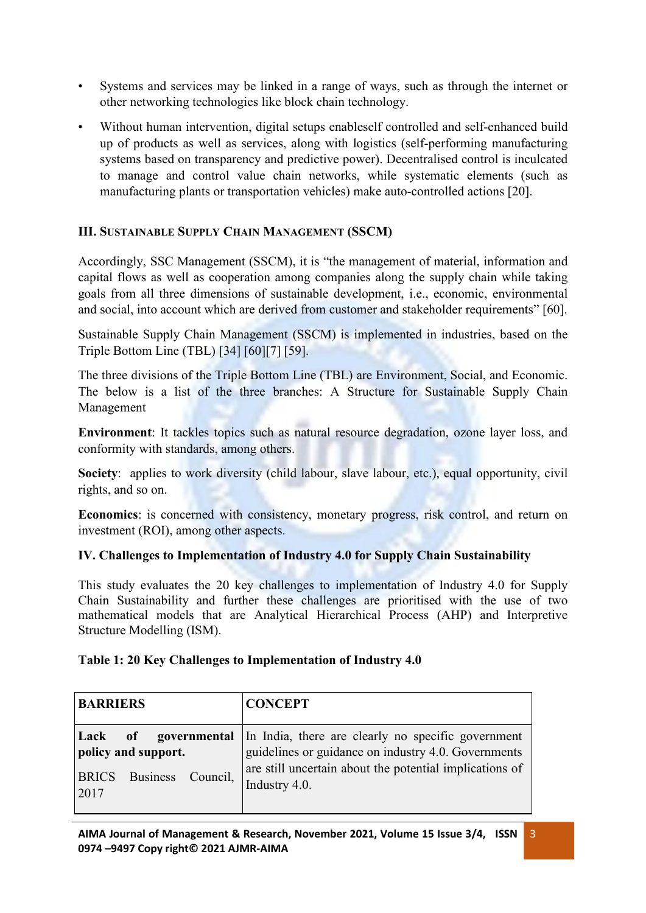- Systems and services may be linked in a range of ways, such as through the internet or other networking technologies like block chain technology.
- Without human intervention, digital setups enableself controlled and self-enhanced build up of products as well as services, along with logistics (self-performing manufacturing systems based on transparency and predictive power). Decentralised control is inculcated to manage and control value chain networks, while systematic elements (such as manufacturing plants or transportation vehicles) make auto-controlled actions [20].

### III. Sustainable Supply Chain Management (SSCM)

Accordingly, SSC Management (SSCM), it is "the management of material, information and capital flows as well as cooperation among companies along the supply chain while taking goals from all three dimensions of sustainable development, i.e., economic, environmental and social, into account which are derived from customer and stakeholder requirements" [60].

Sustainable Supply Chain Management (SSCM) is implemented in industries, based on the Triple Bottom Line (TBL) [34] [60][7] [59].

The three divisions of the Triple Bottom Line (TBL) are Environment, Social, and Economic. The below is a list of the three branches: A Structure for Sustainable Supply Chain Management

**Environment**: It tackles topics such as natural resource degradation, ozone layer loss, and conformity with standards, among others.

**Society**: applies to work diversity (child labour, slave labour, etc.), equal opportunity, civil rights, and so on.

**Economics**: is concerned with consistency, monetary progress, risk control, and return on investment (ROI), among other aspects.

### IV. Challenges to Implementation of Industry 4.0 for Supply Chain Sustainability

This study evaluates the 20 key challenges to implementation of Industry 4.0 for Supply Chain Sustainability and further these challenges are prioritised with the use of two mathematical models that are Analytical Hierarchical Process (AHP) and Interpretive Structure Modelling (ISM).

**Table 1: 20 Key Challenges to Implementation of Industry 4.0**

| BARRIERS | CONCEPT |
|---|---|
| **Lack of governmental policy and support.** BRICS Business Council, 2017 | In India, there are clearly no specific government guidelines or guidance on industry 4.0. Governments are still uncertain about the potential implications of Industry 4.0. |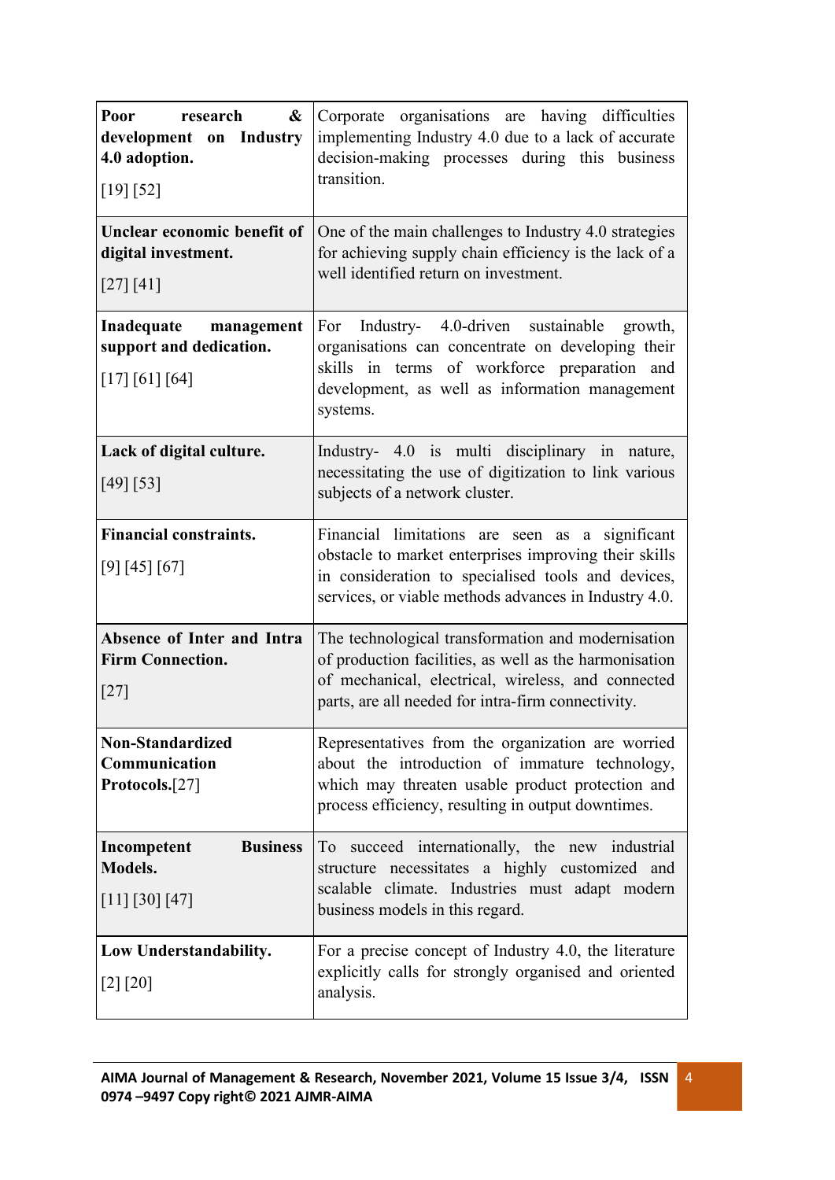| | |
|---|---|
| **Poor research & development on Industry 4.0 adoption.** [19] [52] | Corporate organisations are having difficulties implementing Industry 4.0 due to a lack of accurate decision-making processes during this business transition. |
| **Unclear economic benefit of digital investment.** [27] [41] | One of the main challenges to Industry 4.0 strategies for achieving supply chain efficiency is the lack of a well identified return on investment. |
| **Inadequate management support and dedication.** [17] [61] [64] | For Industry- 4.0-driven sustainable growth, organisations can concentrate on developing their skills in terms of workforce preparation and development, as well as information management systems. |
| **Lack of digital culture.** [49] [53] | Industry- 4.0 is multi disciplinary in nature, necessitating the use of digitization to link various subjects of a network cluster. |
| **Financial constraints.** [9] [45] [67] | Financial limitations are seen as a significant obstacle to market enterprises improving their skills in consideration to specialised tools and devices, services, or viable methods advances in Industry 4.0. |
| **Absence of Inter and Intra Firm Connection.** [27] | The technological transformation and modernisation of production facilities, as well as the harmonisation of mechanical, electrical, wireless, and connected parts, are all needed for intra-firm connectivity. |
| **Non-Standardized Communication Protocols.**[27] | Representatives from the organization are worried about the introduction of immature technology, which may threaten usable product protection and process efficiency, resulting in output downtimes. |
| **Incompetent Business Models.** [11] [30] [47] | To succeed internationally, the new industrial structure necessitates a highly customized and scalable climate. Industries must adapt modern business models in this regard. |
| **Low Understandability.** [2] [20] | For a precise concept of Industry 4.0, the literature explicitly calls for strongly organised and oriented analysis. |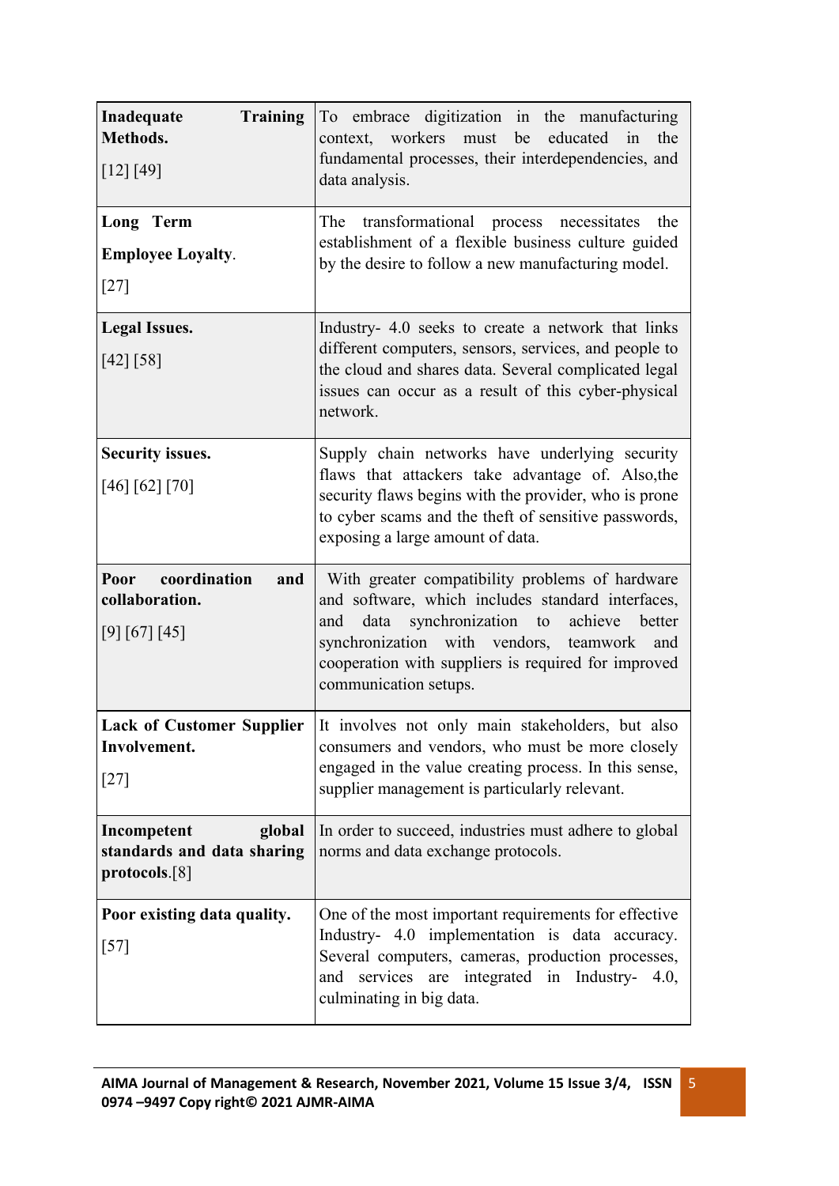| | |
|---|---|
| **Inadequate Training Methods.** [12] [49] | To embrace digitization in the manufacturing context, workers must be educated in the fundamental processes, their interdependencies, and data analysis. |
| **Long Term Employee Loyalty**. [27] | The transformational process necessitates the establishment of a flexible business culture guided by the desire to follow a new manufacturing model. |
| **Legal Issues.** [42] [58] | Industry- 4.0 seeks to create a network that links different computers, sensors, services, and people to the cloud and shares data. Several complicated legal issues can occur as a result of this cyber-physical network. |
| **Security issues.** [46] [62] [70] | Supply chain networks have underlying security flaws that attackers take advantage of. Also,the security flaws begins with the provider, who is prone to cyber scams and the theft of sensitive passwords, exposing a large amount of data. |
| **Poor coordination and collaboration.** [9] [67] [45] | With greater compatibility problems of hardware and software, which includes standard interfaces, and data synchronization to achieve better synchronization with vendors, teamwork and cooperation with suppliers is required for improved communication setups. |
| **Lack of Customer Supplier Involvement.** [27] | It involves not only main stakeholders, but also consumers and vendors, who must be more closely engaged in the value creating process. In this sense, supplier management is particularly relevant. |
| **Incompetent global standards and data sharing protocols**.[8] | In order to succeed, industries must adhere to global norms and data exchange protocols. |
| **Poor existing data quality.** [57] | One of the most important requirements for effective Industry- 4.0 implementation is data accuracy. Several computers, cameras, production processes, and services are integrated in Industry- 4.0, culminating in big data. |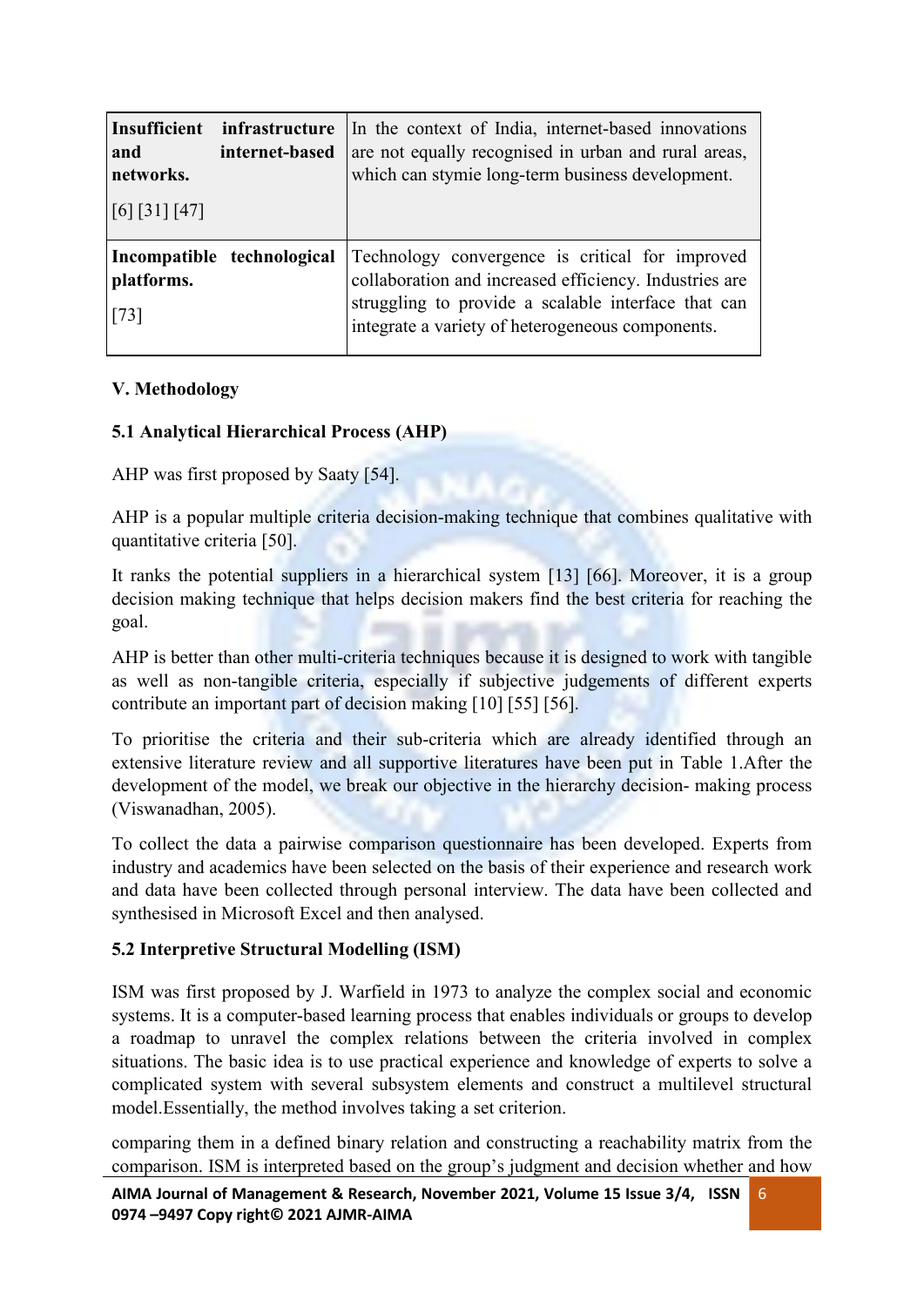| **Insufficient infrastructure and internet-based networks.** [6] [31] [47] | In the context of India, internet-based innovations are not equally recognised in urban and rural areas, which can stymie long-term business development. |
|---|---|
| **Incompatible technological platforms.** [73] | Technology convergence is critical for improved collaboration and increased efficiency. Industries are struggling to provide a scalable interface that can integrate a variety of heterogeneous components. |

## V. Methodology

### 5.1 Analytical Hierarchical Process (AHP)

AHP was first proposed by Saaty [54].

AHP is a popular multiple criteria decision-making technique that combines qualitative with quantitative criteria [50].

It ranks the potential suppliers in a hierarchical system [13] [66]. Moreover, it is a group decision making technique that helps decision makers find the best criteria for reaching the goal.

AHP is better than other multi-criteria techniques because it is designed to work with tangible as well as non-tangible criteria, especially if subjective judgements of different experts contribute an important part of decision making [10] [55] [56].

To prioritise the criteria and their sub-criteria which are already identified through an extensive literature review and all supportive literatures have been put in Table 1.After the development of the model, we break our objective in the hierarchy decision- making process (Viswanadhan, 2005).

To collect the data a pairwise comparison questionnaire has been developed. Experts from industry and academics have been selected on the basis of their experience and research work and data have been collected through personal interview. The data have been collected and synthesised in Microsoft Excel and then analysed.

### 5.2 Interpretive Structural Modelling (ISM)

ISM was first proposed by J. Warfield in 1973 to analyze the complex social and economic systems. It is a computer-based learning process that enables individuals or groups to develop a roadmap to unravel the complex relations between the criteria involved in complex situations. The basic idea is to use practical experience and knowledge of experts to solve a complicated system with several subsystem elements and construct a multilevel structural model.Essentially, the method involves taking a set criterion.

comparing them in a defined binary relation and constructing a reachability matrix from the comparison. ISM is interpreted based on the group's judgment and decision whether and how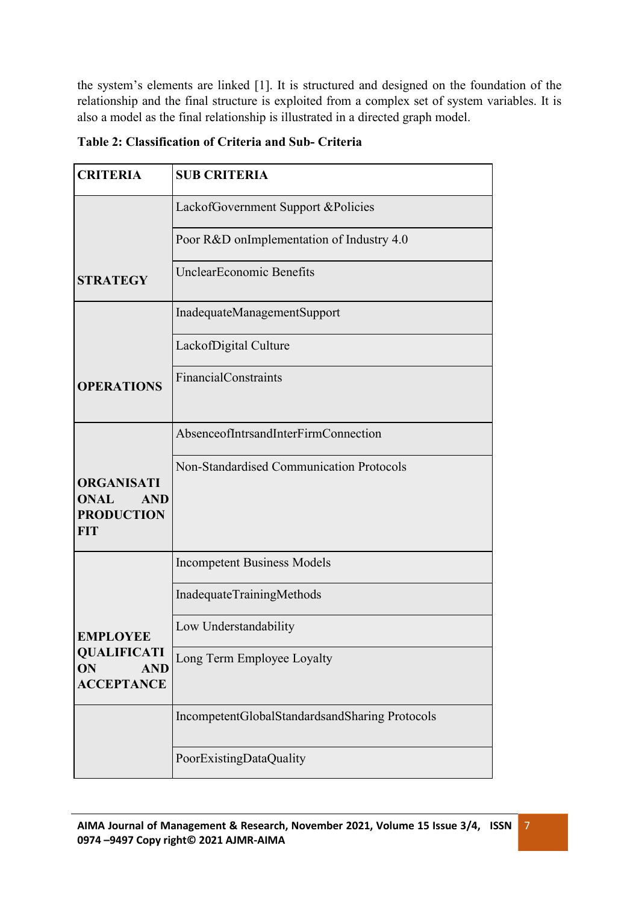the system's elements are linked [1]. It is structured and designed on the foundation of the relationship and the final structure is exploited from a complex set of system variables. It is also a model as the final relationship is illustrated in a directed graph model.

**Table 2: Classification of Criteria and Sub- Criteria**

| CRITERIA | SUB CRITERIA |
|---|---|
| STRATEGY | LackofGovernment Support &Policies |
| | Poor R&D onImplementation of Industry 4.0 |
| | UnclearEconomic Benefits |
| OPERATIONS | InadequateManagementSupport |
| | LackofDigital Culture |
| | FinancialConstraints |
| ORGANISATIONAL AND PRODUCTION FIT | AbsenceofIntrsandInterFirmConnection |
| | Non-Standardised Communication Protocols |
| EMPLOYEE QUALIFICATION AND ACCEPTANCE | Incompetent Business Models |
| | InadequateTrainingMethods |
| | Low Understandability |
| | Long Term Employee Loyalty |
| | IncompetentGlobalStandardsandSharing Protocols |
| | PoorExistingDataQuality |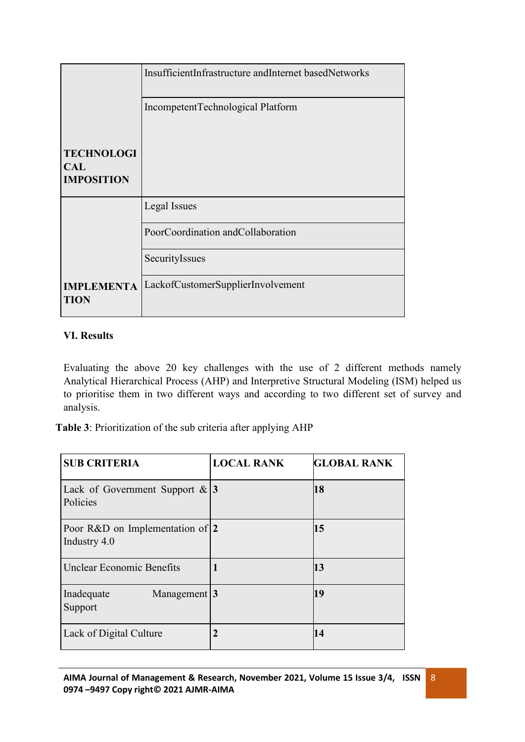| | |
|---|---|
| TECHNOLOGICAL IMPOSITION | InsufficientInfrastructure andInternet basedNetworks |
| | IncompetentTechnological Platform |
| IMPLEMENTATION | Legal Issues |
| | PoorCoordination andCollaboration |
| | SecurityIssues |
| | LackofCustomerSupplierInvolvement |

**VI. Results**

Evaluating the above 20 key challenges with the use of 2 different methods namely Analytical Hierarchical Process (AHP) and Interpretive Structural Modeling (ISM) helped us to prioritise them in two different ways and according to two different set of survey and analysis.

**Table 3**: Prioritization of the sub criteria after applying AHP

| SUB CRITERIA | LOCAL RANK | GLOBAL RANK |
|---|---|---|
| Lack of Government Support & Policies | **3** | **18** |
| Poor R&D on Implementation of Industry 4.0 | **2** | **15** |
| Unclear Economic Benefits | **1** | **13** |
| Inadequate Management Support | **3** | **19** |
| Lack of Digital Culture | **2** | **14** |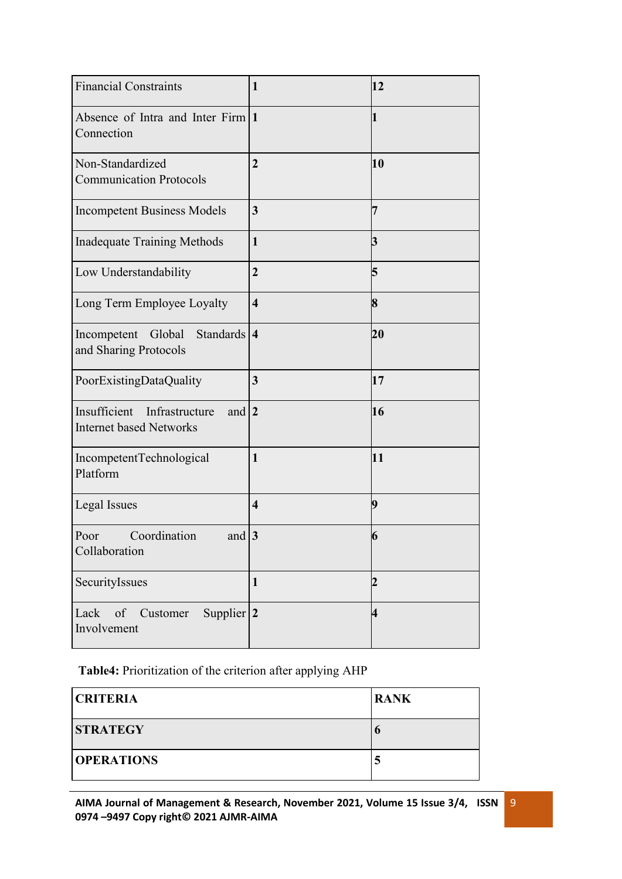| | | |
|---|---|---|
| Financial Constraints | **1** | **12** |
| Absence of Intra and Inter Firm Connection | **1** | **1** |
| Non-Standardized Communication Protocols | **2** | **10** |
| Incompetent Business Models | **3** | **7** |
| Inadequate Training Methods | **1** | **3** |
| Low Understandability | **2** | **5** |
| Long Term Employee Loyalty | **4** | **8** |
| Incompetent Global Standards and Sharing Protocols | **4** | **20** |
| PoorExistingDataQuality | **3** | **17** |
| Insufficient Infrastructure and Internet based Networks | **2** | **16** |
| IncompetentTechnological Platform | **1** | **11** |
| Legal Issues | **4** | **9** |
| Poor Coordination and Collaboration | **3** | **6** |
| SecurityIssues | **1** | **2** |
| Lack of Customer Supplier Involvement | **2** | **4** |

**Table4:** Prioritization of the criterion after applying AHP

| CRITERIA | RANK |
|---|---|
| **STRATEGY** | **6** |
| **OPERATIONS** | **5** |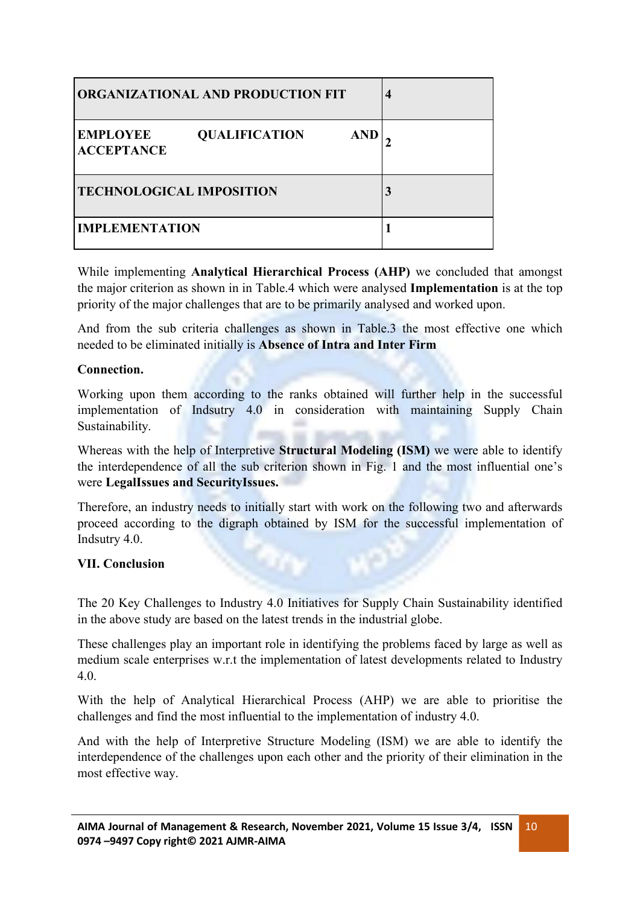| ORGANIZATIONAL AND PRODUCTION FIT | 4 |
|---|---|
| EMPLOYEE QUALIFICATION AND ACCEPTANCE | 2 |
| TECHNOLOGICAL IMPOSITION | 3 |
| IMPLEMENTATION | 1 |

While implementing **Analytical Hierarchical Process (AHP)** we concluded that amongst the major criterion as shown in in Table.4 which were analysed **Implementation** is at the top priority of the major challenges that are to be primarily analysed and worked upon.

And from the sub criteria challenges as shown in Table.3 the most effective one which needed to be eliminated initially is **Absence of Intra and Inter Firm**

**Connection.**

Working upon them according to the ranks obtained will further help in the successful implementation of Indsutry 4.0 in consideration with maintaining Supply Chain Sustainability.

Whereas with the help of Interpretive **Structural Modeling (ISM)** we were able to identify the interdependence of all the sub criterion shown in Fig. 1 and the most influential one's were **LegalIssues and SecurityIssues.**

Therefore, an industry needs to initially start with work on the following two and afterwards proceed according to the digraph obtained by ISM for the successful implementation of Indsutry 4.0.

## VII. Conclusion

The 20 Key Challenges to Industry 4.0 Initiatives for Supply Chain Sustainability identified in the above study are based on the latest trends in the industrial globe.

These challenges play an important role in identifying the problems faced by large as well as medium scale enterprises w.r.t the implementation of latest developments related to Industry 4.0.

With the help of Analytical Hierarchical Process (AHP) we are able to prioritise the challenges and find the most influential to the implementation of industry 4.0.

And with the help of Interpretive Structure Modeling (ISM) we are able to identify the interdependence of the challenges upon each other and the priority of their elimination in the most effective way.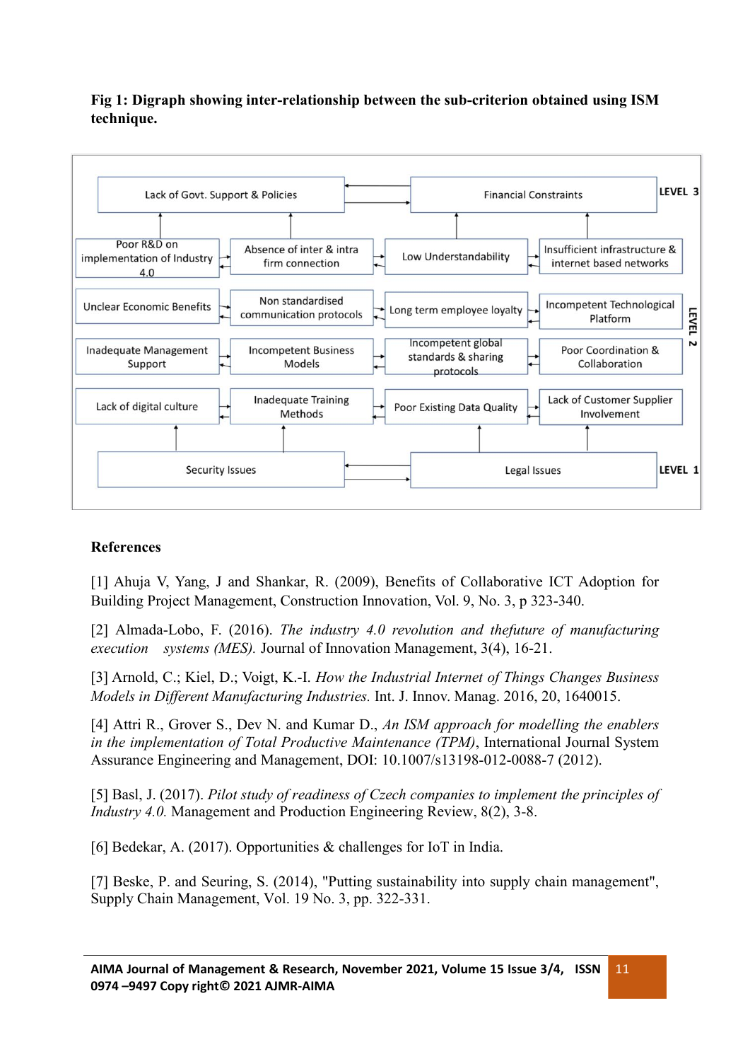**Fig 1: Digraph showing inter-relationship between the sub-criterion obtained using ISM technique.**

LEVEL 3

Lack of Govt. Support & Policies

Financial Constraints

LEVEL 2

Poor R&D on implementation of Industry 4.0

Absence of inter & intra firm connection

Low Understandability

Insufficient infrastructure & internet based networks

Unclear Economic Benefits

Non standardised communication protocols

Long term employee loyalty

Incompetent Technological Platform

Inadequate Management Support

Incompetent Business Models

Incompetent global standards & sharing protocols

Poor Coordination & Collaboration

Lack of digital culture

Inadequate Training Methods

Poor Existing Data Quality

Lack of Customer Supplier Involvement

LEVEL 1

Security Issues

Legal Issues

## References

[1] Ahuja V, Yang, J and Shankar, R. (2009), Benefits of Collaborative ICT Adoption for Building Project Management, Construction Innovation, Vol. 9, No. 3, p 323-340.

[2] Almada-Lobo, F. (2016). *The industry 4.0 revolution and thefuture of manufacturing execution systems (MES).* Journal of Innovation Management, 3(4), 16-21.

[3] Arnold, C.; Kiel, D.; Voigt, K.-I. *How the Industrial Internet of Things Changes Business Models in Different Manufacturing Industries.* Int. J. Innov. Manag. 2016, 20, 1640015.

[4] Attri R., Grover S., Dev N. and Kumar D., *An ISM approach for modelling the enablers in the implementation of Total Productive Maintenance (TPM)*, International Journal System Assurance Engineering and Management, DOI: 10.1007/s13198-012-0088-7 (2012).

[5] Basl, J. (2017). *Pilot study of readiness of Czech companies to implement the principles of Industry 4.0.* Management and Production Engineering Review, 8(2), 3-8.

[6] Bedekar, A. (2017). Opportunities & challenges for IoT in India.

[7] Beske, P. and Seuring, S. (2014), "Putting sustainability into supply chain management", Supply Chain Management, Vol. 19 No. 3, pp. 322-331.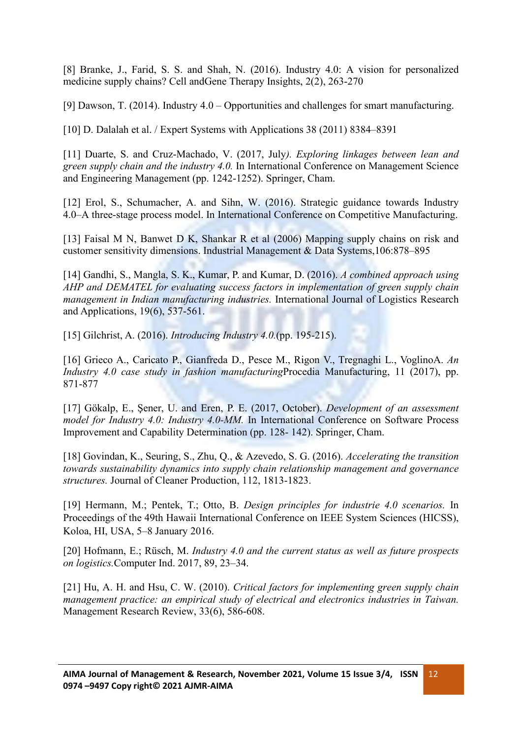[8] Branke, J., Farid, S. S. and Shah, N. (2016). Industry 4.0: A vision for personalized medicine supply chains? Cell andGene Therapy Insights, 2(2), 263-270

[9] Dawson, T. (2014). Industry 4.0 – Opportunities and challenges for smart manufacturing.

[10] D. Dalalah et al. / Expert Systems with Applications 38 (2011) 8384–8391

[11] Duarte, S. and Cruz-Machado, V. (2017, July*). Exploring linkages between lean and green supply chain and the industry 4.0.* In International Conference on Management Science and Engineering Management (pp. 1242-1252). Springer, Cham.

[12] Erol, S., Schumacher, A. and Sihn, W. (2016). Strategic guidance towards Industry 4.0–A three-stage process model. In International Conference on Competitive Manufacturing.

[13] Faisal M N, Banwet D K, Shankar R et al (2006) Mapping supply chains on risk and customer sensitivity dimensions. Industrial Management & Data Systems,106:878–895

[14] Gandhi, S., Mangla, S. K., Kumar, P. and Kumar, D. (2016). *A combined approach using AHP and DEMATEL for evaluating success factors in implementation of green supply chain management in Indian manufacturing industries.* International Journal of Logistics Research and Applications, 19(6), 537-561.

[15] Gilchrist, A. (2016). *Introducing Industry 4.0.*(pp. 195-215).

[16] Grieco A., Caricato P., Gianfreda D., Pesce M., Rigon V., Tregnaghi L., VoglinoA. *An Industry 4.0 case study in fashion manufacturing*Procedia Manufacturing, 11 (2017), pp. 871-877

[17] Gökalp, E., Şener, U. and Eren, P. E. (2017, October). *Development of an assessment model for Industry 4.0: Industry 4.0-MM.* In International Conference on Software Process Improvement and Capability Determination (pp. 128- 142). Springer, Cham.

[18] Govindan, K., Seuring, S., Zhu, Q., & Azevedo, S. G. (2016). *Accelerating the transition towards sustainability dynamics into supply chain relationship management and governance structures.* Journal of Cleaner Production, 112, 1813-1823.

[19] Hermann, M.; Pentek, T.; Otto, B. *Design principles for industrie 4.0 scenarios.* In Proceedings of the 49th Hawaii International Conference on IEEE System Sciences (HICSS), Koloa, HI, USA, 5–8 January 2016.

[20] Hofmann, E.; Rüsch, M. *Industry 4.0 and the current status as well as future prospects on logistics.*Computer Ind. 2017, 89, 23–34.

[21] Hu, A. H. and Hsu, C. W. (2010). *Critical factors for implementing green supply chain management practice: an empirical study of electrical and electronics industries in Taiwan.* Management Research Review, 33(6), 586-608.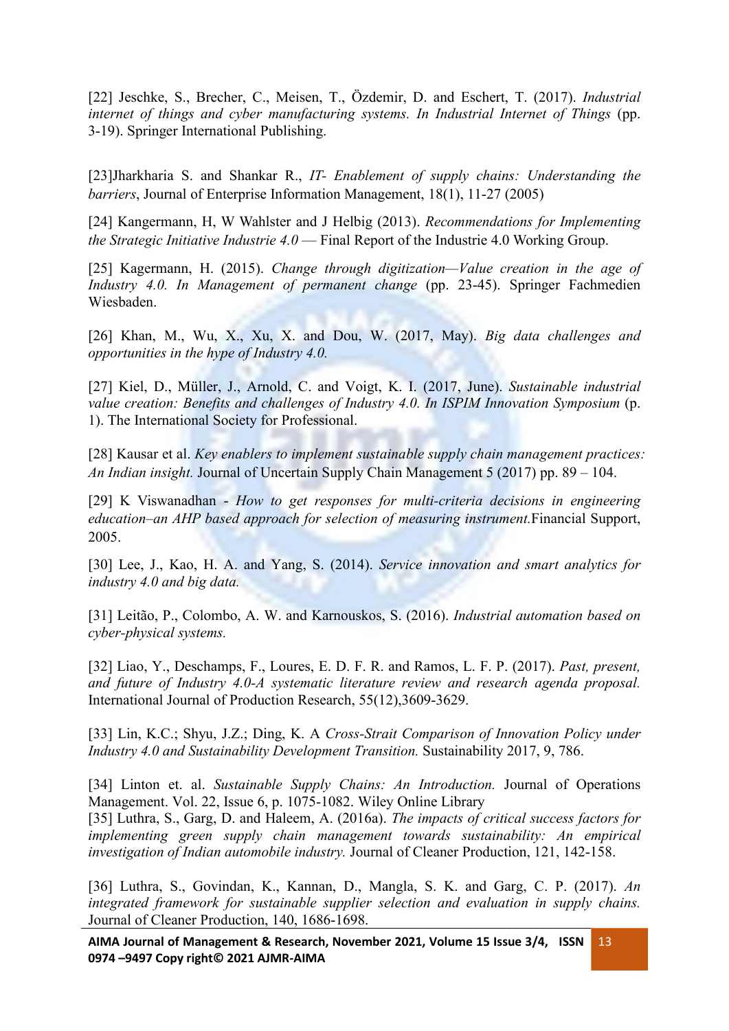[22] Jeschke, S., Brecher, C., Meisen, T., Özdemir, D. and Eschert, T. (2017). *Industrial internet of things and cyber manufacturing systems. In Industrial Internet of Things* (pp. 3-19). Springer International Publishing.

[23]Jharkharia S. and Shankar R., *IT- Enablement of supply chains: Understanding the barriers*, Journal of Enterprise Information Management, 18(1), 11-27 (2005)

[24] Kangermann, H, W Wahlster and J Helbig (2013). *Recommendations for Implementing the Strategic Initiative Industrie 4.0* — Final Report of the Industrie 4.0 Working Group.

[25] Kagermann, H. (2015). *Change through digitization—Value creation in the age of Industry 4.0. In Management of permanent change* (pp. 23-45). Springer Fachmedien Wiesbaden.

[26] Khan, M., Wu, X., Xu, X. and Dou, W. (2017, May). *Big data challenges and opportunities in the hype of Industry 4.0.*

[27] Kiel, D., Müller, J., Arnold, C. and Voigt, K. I. (2017, June). *Sustainable industrial value creation: Benefits and challenges of Industry 4.0. In ISPIM Innovation Symposium* (p. 1). The International Society for Professional.

[28] Kausar et al. *Key enablers to implement sustainable supply chain management practices: An Indian insight.* Journal of Uncertain Supply Chain Management 5 (2017) pp. 89 – 104.

[29] K Viswanadhan - *How to get responses for multi-criteria decisions in engineering education–an AHP based approach for selection of measuring instrument.*Financial Support, 2005.

[30] Lee, J., Kao, H. A. and Yang, S. (2014). *Service innovation and smart analytics for industry 4.0 and big data.*

[31] Leitão, P., Colombo, A. W. and Karnouskos, S. (2016). *Industrial automation based on cyber-physical systems.*

[32] Liao, Y., Deschamps, F., Loures, E. D. F. R. and Ramos, L. F. P. (2017). *Past, present, and future of Industry 4.0-A systematic literature review and research agenda proposal.* International Journal of Production Research, 55(12),3609-3629.

[33] Lin, K.C.; Shyu, J.Z.; Ding, K. A *Cross-Strait Comparison of Innovation Policy under Industry 4.0 and Sustainability Development Transition.* Sustainability 2017, 9, 786.

[34] Linton et. al. *Sustainable Supply Chains: An Introduction.* Journal of Operations Management. Vol. 22, Issue 6, p. 1075-1082. Wiley Online Library

[35] Luthra, S., Garg, D. and Haleem, A. (2016a). *The impacts of critical success factors for implementing green supply chain management towards sustainability: An empirical investigation of Indian automobile industry.* Journal of Cleaner Production, 121, 142-158.

[36] Luthra, S., Govindan, K., Kannan, D., Mangla, S. K. and Garg, C. P. (2017). *An integrated framework for sustainable supplier selection and evaluation in supply chains.* Journal of Cleaner Production, 140, 1686-1698.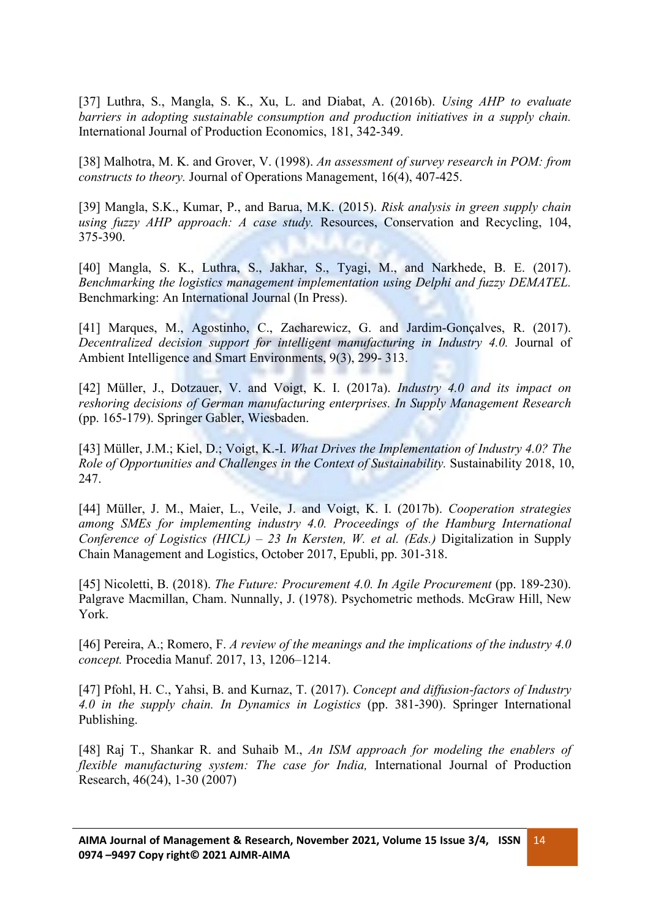[37] Luthra, S., Mangla, S. K., Xu, L. and Diabat, A. (2016b). *Using AHP to evaluate barriers in adopting sustainable consumption and production initiatives in a supply chain.* International Journal of Production Economics, 181, 342-349.

[38] Malhotra, M. K. and Grover, V. (1998). *An assessment of survey research in POM: from constructs to theory.* Journal of Operations Management, 16(4), 407-425.

[39] Mangla, S.K., Kumar, P., and Barua, M.K. (2015). *Risk analysis in green supply chain using fuzzy AHP approach: A case study.* Resources, Conservation and Recycling, 104, 375-390.

[40] Mangla, S. K., Luthra, S., Jakhar, S., Tyagi, M., and Narkhede, B. E. (2017). *Benchmarking the logistics management implementation using Delphi and fuzzy DEMATEL.* Benchmarking: An International Journal (In Press).

[41] Marques, M., Agostinho, C., Zacharewicz, G. and Jardim-Gonçalves, R. (2017). *Decentralized decision support for intelligent manufacturing in Industry 4.0.* Journal of Ambient Intelligence and Smart Environments, 9(3), 299- 313.

[42] Müller, J., Dotzauer, V. and Voigt, K. I. (2017a). *Industry 4.0 and its impact on reshoring decisions of German manufacturing enterprises. In Supply Management Research* (pp. 165-179). Springer Gabler, Wiesbaden.

[43] Müller, J.M.; Kiel, D.; Voigt, K.-I. *What Drives the Implementation of Industry 4.0? The Role of Opportunities and Challenges in the Context of Sustainability.* Sustainability 2018, 10, 247.

[44] Müller, J. M., Maier, L., Veile, J. and Voigt, K. I. (2017b). *Cooperation strategies among SMEs for implementing industry 4.0. Proceedings of the Hamburg International Conference of Logistics (HICL) – 23 In Kersten, W. et al. (Eds.)* Digitalization in Supply Chain Management and Logistics, October 2017, Epubli, pp. 301-318.

[45] Nicoletti, B. (2018). *The Future: Procurement 4.0. In Agile Procurement* (pp. 189-230). Palgrave Macmillan, Cham. Nunnally, J. (1978). Psychometric methods. McGraw Hill, New York.

[46] Pereira, A.; Romero, F. *A review of the meanings and the implications of the industry 4.0 concept.* Procedia Manuf. 2017, 13, 1206–1214.

[47] Pfohl, H. C., Yahsi, B. and Kurnaz, T. (2017). *Concept and diffusion-factors of Industry 4.0 in the supply chain. In Dynamics in Logistics* (pp. 381-390). Springer International Publishing.

[48] Raj T., Shankar R. and Suhaib M., *An ISM approach for modeling the enablers of flexible manufacturing system: The case for India,* International Journal of Production Research, 46(24), 1-30 (2007)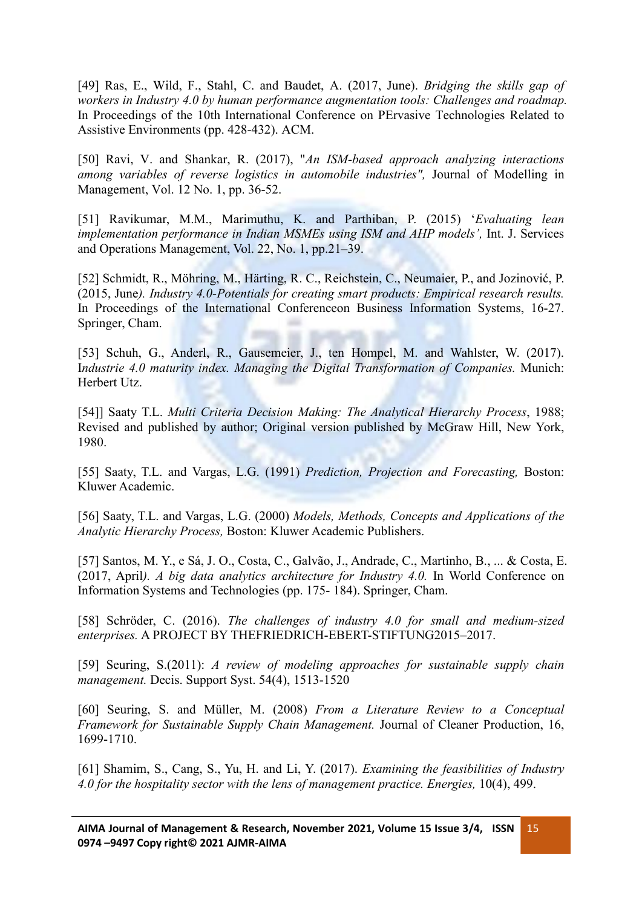[49] Ras, E., Wild, F., Stahl, C. and Baudet, A. (2017, June). *Bridging the skills gap of workers in Industry 4.0 by human performance augmentation tools: Challenges and roadmap.* In Proceedings of the 10th International Conference on PErvasive Technologies Related to Assistive Environments (pp. 428-432). ACM.

[50] Ravi, V. and Shankar, R. (2017), "*An ISM-based approach analyzing interactions among variables of reverse logistics in automobile industries",* Journal of Modelling in Management, Vol. 12 No. 1, pp. 36-52.

[51] Ravikumar, M.M., Marimuthu, K. and Parthiban, P. (2015) '*Evaluating lean implementation performance in Indian MSMEs using ISM and AHP models',* Int. J. Services and Operations Management, Vol. 22, No. 1, pp.21–39.

[52] Schmidt, R., Möhring, M., Härting, R. C., Reichstein, C., Neumaier, P., and Jozinović, P. (2015, June*). Industry 4.0-Potentials for creating smart products: Empirical research results.* In Proceedings of the International Conferenceon Business Information Systems, 16-27. Springer, Cham.

[53] Schuh, G., Anderl, R., Gausemeier, J., ten Hompel, M. and Wahlster, W. (2017). I*ndustrie 4.0 maturity index. Managing the Digital Transformation of Companies.* Munich: Herbert Utz.

[54]] Saaty T.L. *Multi Criteria Decision Making: The Analytical Hierarchy Process*, 1988; Revised and published by author; Original version published by McGraw Hill, New York, 1980.

[55] Saaty, T.L. and Vargas, L.G. (1991) *Prediction, Projection and Forecasting,* Boston: Kluwer Academic.

[56] Saaty, T.L. and Vargas, L.G. (2000) *Models, Methods, Concepts and Applications of the Analytic Hierarchy Process,* Boston: Kluwer Academic Publishers.

[57] Santos, M. Y., e Sá, J. O., Costa, C., Galvão, J., Andrade, C., Martinho, B., ... & Costa, E. (2017, April*). A big data analytics architecture for Industry 4.0.* In World Conference on Information Systems and Technologies (pp. 175- 184). Springer, Cham.

[58] Schröder, C. (2016). *The challenges of industry 4.0 for small and medium-sized enterprises.* A PROJECT BY THEFRIEDRICH-EBERT-STIFTUNG2015–2017.

[59] Seuring, S.(2011): *A review of modeling approaches for sustainable supply chain management.* Decis. Support Syst. 54(4), 1513-1520

[60] Seuring, S. and Müller, M. (2008) *From a Literature Review to a Conceptual Framework for Sustainable Supply Chain Management.* Journal of Cleaner Production, 16, 1699-1710.

[61] Shamim, S., Cang, S., Yu, H. and Li, Y. (2017). *Examining the feasibilities of Industry 4.0 for the hospitality sector with the lens of management practice. Energies,* 10(4), 499.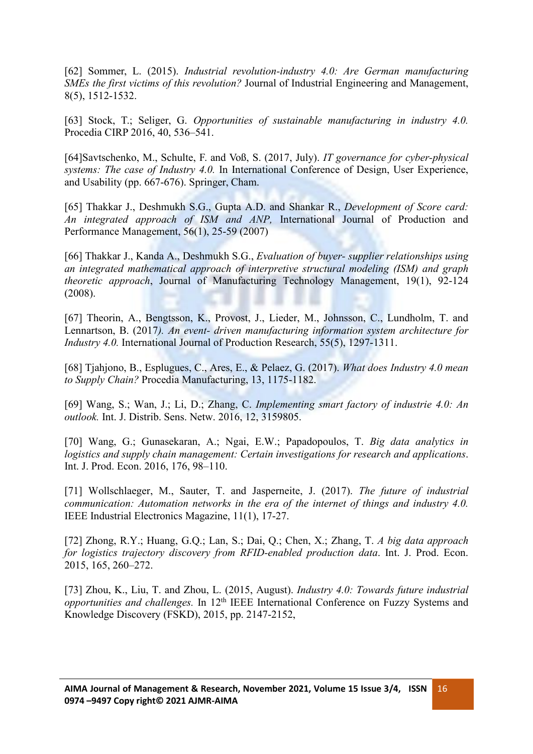[62] Sommer, L. (2015). *Industrial revolution-industry 4.0: Are German manufacturing SMEs the first victims of this revolution?* Journal of Industrial Engineering and Management, 8(5), 1512-1532.

[63] Stock, T.; Seliger, G. *Opportunities of sustainable manufacturing in industry 4.0.* Procedia CIRP 2016, 40, 536–541.

[64]Savtschenko, M., Schulte, F. and Voß, S. (2017, July). *IT governance for cyber-physical systems: The case of Industry 4.0.* In International Conference of Design, User Experience, and Usability (pp. 667-676). Springer, Cham.

[65] Thakkar J., Deshmukh S.G., Gupta A.D. and Shankar R., *Development of Score card: An integrated approach of ISM and ANP,* International Journal of Production and Performance Management, 56(1), 25-59 (2007)

[66] Thakkar J., Kanda A., Deshmukh S.G., *Evaluation of buyer- supplier relationships using an integrated mathematical approach of interpretive structural modeling (ISM) and graph theoretic approach*, Journal of Manufacturing Technology Management, 19(1), 92-124 (2008).

[67] Theorin, A., Bengtsson, K., Provost, J., Lieder, M., Johnsson, C., Lundholm, T. and Lennartson, B. (2017*). An event- driven manufacturing information system architecture for Industry 4.0.* International Journal of Production Research, 55(5), 1297-1311.

[68] Tjahjono, B., Esplugues, C., Ares, E., & Pelaez, G. (2017). *What does Industry 4.0 mean to Supply Chain?* Procedia Manufacturing, 13, 1175-1182.

[69] Wang, S.; Wan, J.; Li, D.; Zhang, C. *Implementing smart factory of industrie 4.0: An outlook.* Int. J. Distrib. Sens. Netw. 2016, 12, 3159805.

[70] Wang, G.; Gunasekaran, A.; Ngai, E.W.; Papadopoulos, T. *Big data analytics in logistics and supply chain management: Certain investigations for research and applications*. Int. J. Prod. Econ. 2016, 176, 98–110.

[71] Wollschlaeger, M., Sauter, T. and Jasperneite, J. (2017). *The future of industrial communication: Automation networks in the era of the internet of things and industry 4.0.* IEEE Industrial Electronics Magazine, 11(1), 17-27.

[72] Zhong, R.Y.; Huang, G.Q.; Lan, S.; Dai, Q.; Chen, X.; Zhang, T. *A big data approach for logistics trajectory discovery from RFID-enabled production data*. Int. J. Prod. Econ. 2015, 165, 260–272.

[73] Zhou, K., Liu, T. and Zhou, L. (2015, August). *Industry 4.0: Towards future industrial opportunities and challenges.* In 12th IEEE International Conference on Fuzzy Systems and Knowledge Discovery (FSKD), 2015, pp. 2147-2152,